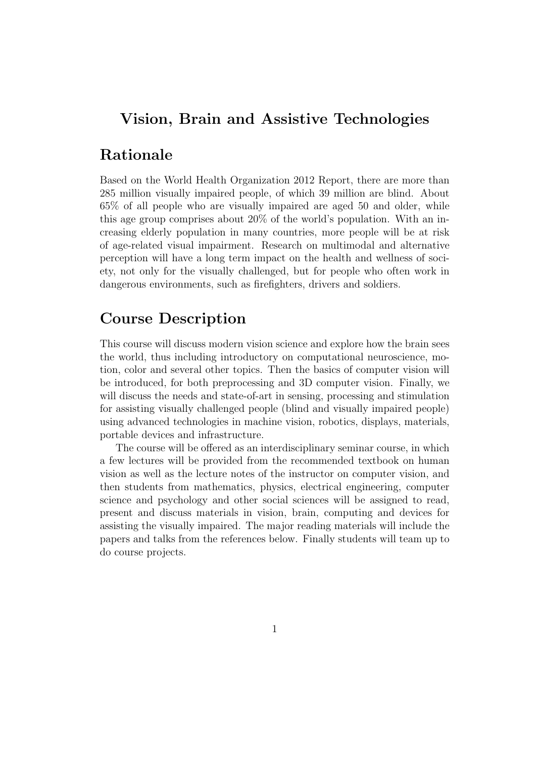# Vision, Brain and Assistive Technologies

## Rationale

Based on the World Health Organization 2012 Report, there are more than 285 million visually impaired people, of which 39 million are blind. About 65% of all people who are visually impaired are aged 50 and older, while this age group comprises about 20% of the world's population. With an increasing elderly population in many countries, more people will be at risk of age-related visual impairment. Research on multimodal and alternative perception will have a long term impact on the health and wellness of society, not only for the visually challenged, but for people who often work in dangerous environments, such as firefighters, drivers and soldiers.

## Course Description

This course will discuss modern vision science and explore how the brain sees the world, thus including introductory on computational neuroscience, motion, color and several other topics. Then the basics of computer vision will be introduced, for both preprocessing and 3D computer vision. Finally, we will discuss the needs and state-of-art in sensing, processing and stimulation for assisting visually challenged people (blind and visually impaired people) using advanced technologies in machine vision, robotics, displays, materials, portable devices and infrastructure.

The course will be offered as an interdisciplinary seminar course, in which a few lectures will be provided from the recommended textbook on human vision as well as the lecture notes of the instructor on computer vision, and then students from mathematics, physics, electrical engineering, computer science and psychology and other social sciences will be assigned to read, present and discuss materials in vision, brain, computing and devices for assisting the visually impaired. The major reading materials will include the papers and talks from the references below. Finally students will team up to do course projects.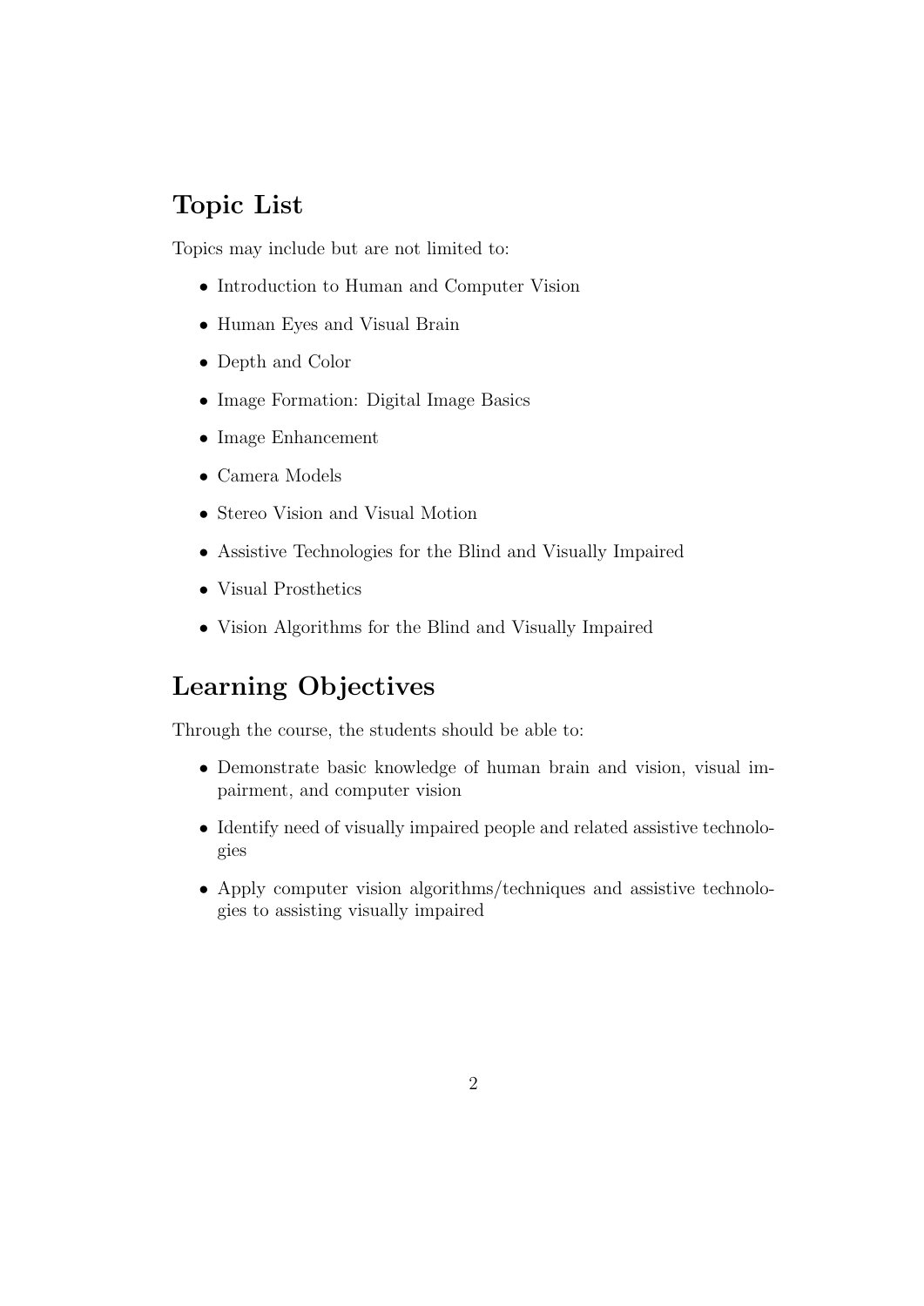## Topic List

Topics may include but are not limited to:

- Introduction to Human and Computer Vision
- Human Eyes and Visual Brain
- Depth and Color
- Image Formation: Digital Image Basics
- Image Enhancement
- Camera Models
- Stereo Vision and Visual Motion
- Assistive Technologies for the Blind and Visually Impaired
- Visual Prosthetics
- Vision Algorithms for the Blind and Visually Impaired

## Learning Objectives

Through the course, the students should be able to:

- Demonstrate basic knowledge of human brain and vision, visual impairment, and computer vision
- Identify need of visually impaired people and related assistive technologies
- Apply computer vision algorithms/techniques and assistive technologies to assisting visually impaired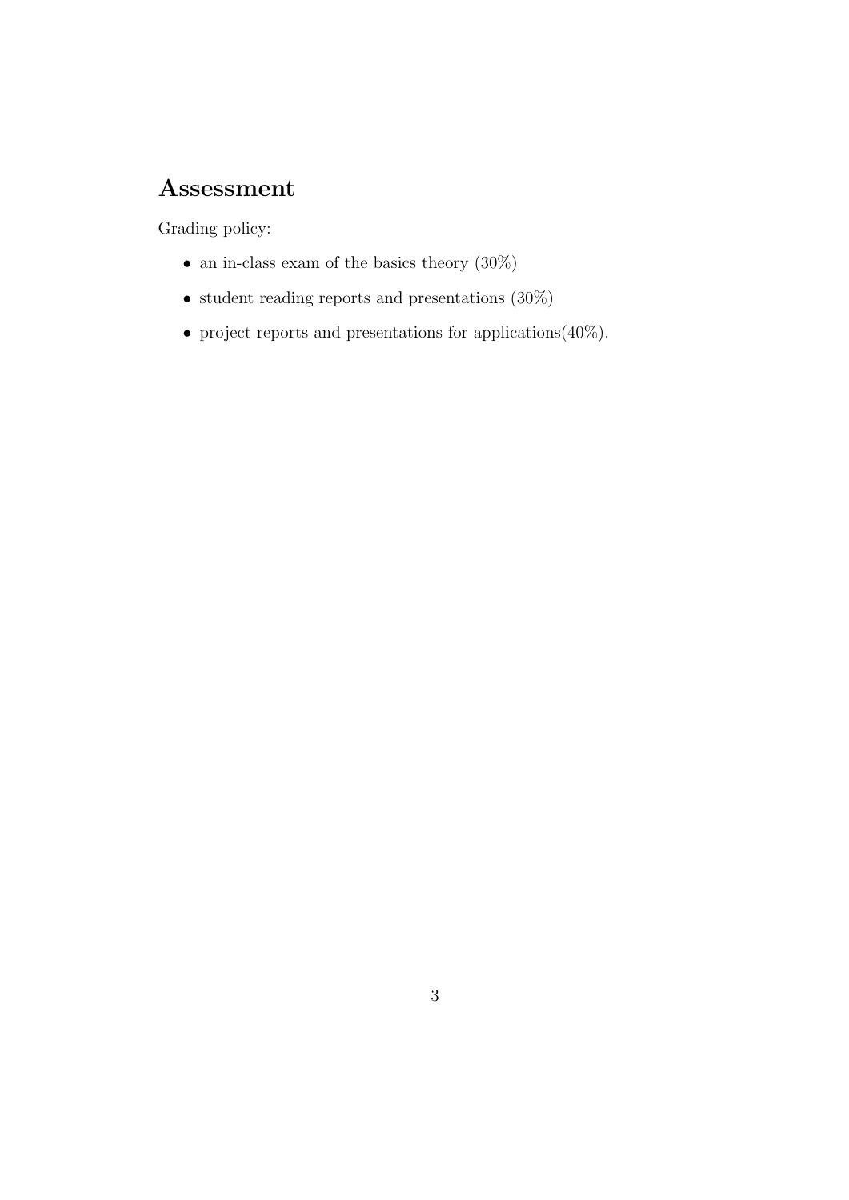## Assessment

Grading policy:

- an in-class exam of the basics theory (30%)
- student reading reports and presentations (30%)
- project reports and presentations for applications(40%).